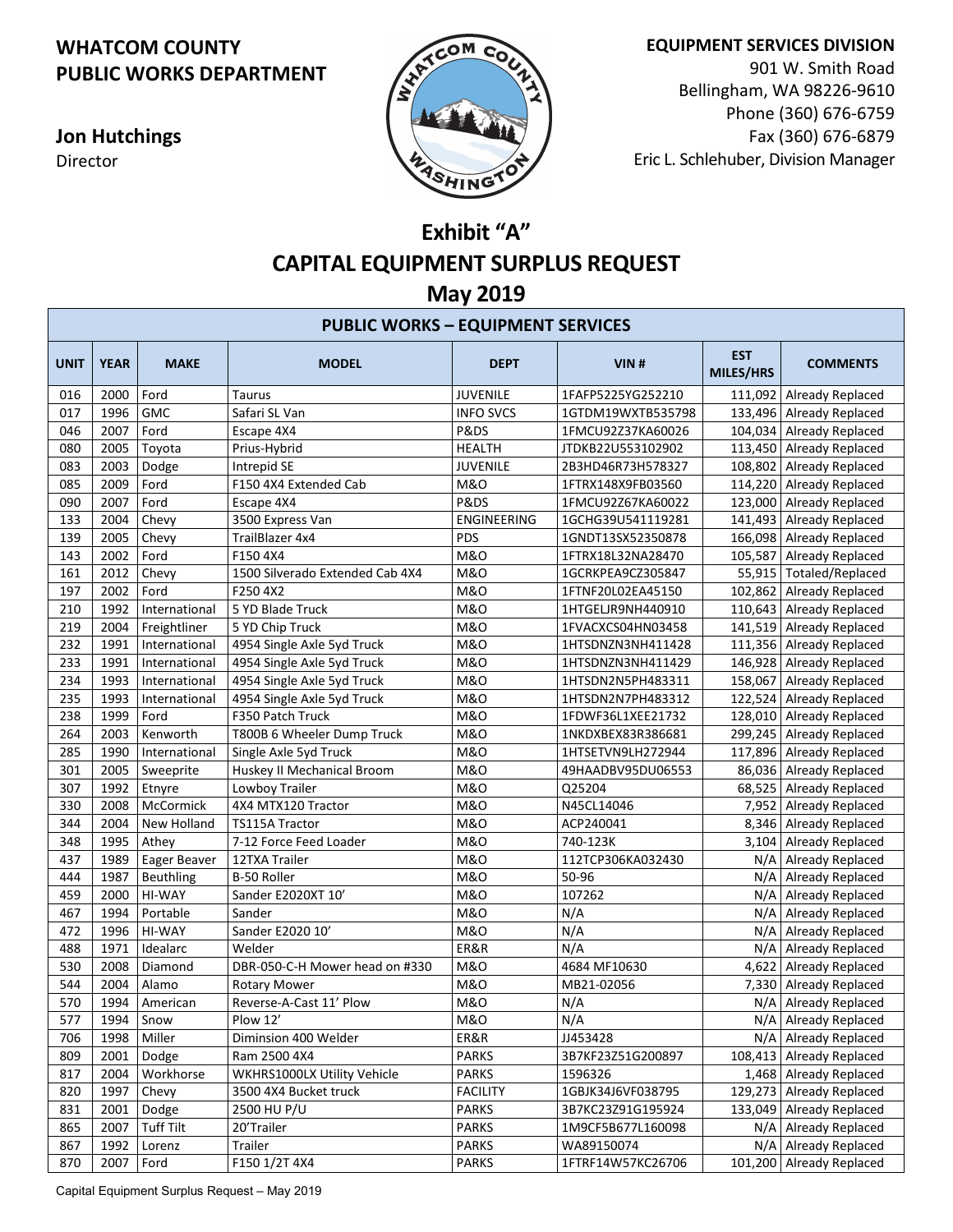**WHATCOM COUNTY**
**PUBLIC WORKS DEPARTMENT**

**Jon Hutchings**
Director

**EQUIPMENT SERVICES DIVISION**
901 W. Smith Road
Bellingham, WA 98226-9610
Phone (360) 676-6759
Fax (360) 676-6879
Eric L. Schlehuber, Division Manager

# Exhibit "A"
# CAPITAL EQUIPMENT SURPLUS REQUEST
# May 2019

**PUBLIC WORKS – EQUIPMENT SERVICES**

| UNIT | YEAR | MAKE | MODEL | DEPT | VIN # | EST MILES/HRS | COMMENTS |
|---|---|---|---|---|---|---|---|
| 016 | 2000 | Ford | Taurus | JUVENILE | 1FAFP5225YG252210 | 111,092 | Already Replaced |
| 017 | 1996 | GMC | Safari SL Van | INFO SVCS | 1GTDM19WXTB535798 | 133,496 | Already Replaced |
| 046 | 2007 | Ford | Escape 4X4 | P&DS | 1FMCU92Z37KA60026 | 104,034 | Already Replaced |
| 080 | 2005 | Toyota | Prius-Hybrid | HEALTH | JTDKB22U553102902 | 113,450 | Already Replaced |
| 083 | 2003 | Dodge | Intrepid SE | JUVENILE | 2B3HD46R73H578327 | 108,802 | Already Replaced |
| 085 | 2009 | Ford | F150 4X4 Extended Cab | M&O | 1FTRX148X9FB03560 | 114,220 | Already Replaced |
| 090 | 2007 | Ford | Escape 4X4 | P&DS | 1FMCU92Z67KA60022 | 123,000 | Already Replaced |
| 133 | 2004 | Chevy | 3500 Express Van | ENGINEERING | 1GCHG39U541119281 | 141,493 | Already Replaced |
| 139 | 2005 | Chevy | TrailBlazer 4x4 | PDS | 1GNDT13SX52350878 | 166,098 | Already Replaced |
| 143 | 2002 | Ford | F150 4X4 | M&O | 1FTRX18L32NA28470 | 105,587 | Already Replaced |
| 161 | 2012 | Chevy | 1500 Silverado Extended Cab 4X4 | M&O | 1GCRKPEA9CZ305847 | 55,915 | Totaled/Replaced |
| 197 | 2002 | Ford | F250 4X2 | M&O | 1FTNF20L02EA45150 | 102,862 | Already Replaced |
| 210 | 1992 | International | 5 YD Blade Truck | M&O | 1HTGELJR9NH440910 | 110,643 | Already Replaced |
| 219 | 2004 | Freightliner | 5 YD Chip Truck | M&O | 1FVACXCS04HN03458 | 141,519 | Already Replaced |
| 232 | 1991 | International | 4954 Single Axle 5yd Truck | M&O | 1HTSDNZN3NH411428 | 111,356 | Already Replaced |
| 233 | 1991 | International | 4954 Single Axle 5yd Truck | M&O | 1HTSDNZN3NH411429 | 146,928 | Already Replaced |
| 234 | 1993 | International | 4954 Single Axle 5yd Truck | M&O | 1HTSDN2N5PH483311 | 158,067 | Already Replaced |
| 235 | 1993 | International | 4954 Single Axle 5yd Truck | M&O | 1HTSDN2N7PH483312 | 122,524 | Already Replaced |
| 238 | 1999 | Ford | F350 Patch Truck | M&O | 1FDWF36L1XEE21732 | 128,010 | Already Replaced |
| 264 | 2003 | Kenworth | T800B 6 Wheeler Dump Truck | M&O | 1NKDXBEX83R386681 | 299,245 | Already Replaced |
| 285 | 1990 | International | Single Axle 5yd Truck | M&O | 1HTSETVN9LH272944 | 117,896 | Already Replaced |
| 301 | 2005 | Sweeprite | Huskey II Mechanical Broom | M&O | 49HAADBV95DU06553 | 86,036 | Already Replaced |
| 307 | 1992 | Etnyre | Lowboy Trailer | M&O | Q25204 | 68,525 | Already Replaced |
| 330 | 2008 | McCormick | 4X4 MTX120 Tractor | M&O | N45CL14046 | 7,952 | Already Replaced |
| 344 | 2004 | New Holland | TS115A Tractor | M&O | ACP240041 | 8,346 | Already Replaced |
| 348 | 1995 | Athey | 7-12 Force Feed Loader | M&O | 740-123K | 3,104 | Already Replaced |
| 437 | 1989 | Eager Beaver | 12TXA Trailer | M&O | 112TCP306KA032430 | N/A | Already Replaced |
| 444 | 1987 | Beuthling | B-50 Roller | M&O | 50-96 | N/A | Already Replaced |
| 459 | 2000 | HI-WAY | Sander E2020XT 10' | M&O | 107262 | N/A | Already Replaced |
| 467 | 1994 | Portable | Sander | M&O | N/A | N/A | Already Replaced |
| 472 | 1996 | HI-WAY | Sander E2020 10' | M&O | N/A | N/A | Already Replaced |
| 488 | 1971 | Idealarc | Welder | ER&R | N/A | N/A | Already Replaced |
| 530 | 2008 | Diamond | DBR-050-C-H Mower head on #330 | M&O | 4684 MF10630 | 4,622 | Already Replaced |
| 544 | 2004 | Alamo | Rotary Mower | M&O | MB21-02056 | 7,330 | Already Replaced |
| 570 | 1994 | American | Reverse-A-Cast 11' Plow | M&O | N/A | N/A | Already Replaced |
| 577 | 1994 | Snow | Plow 12' | M&O | N/A | N/A | Already Replaced |
| 706 | 1998 | Miller | Diminsion 400 Welder | ER&R | JJ453428 | N/A | Already Replaced |
| 809 | 2001 | Dodge | Ram 2500 4X4 | PARKS | 3B7KF23Z51G200897 | 108,413 | Already Replaced |
| 817 | 2004 | Workhorse | WKHRS1000LX Utility Vehicle | PARKS | 1596326 | 1,468 | Already Replaced |
| 820 | 1997 | Chevy | 3500 4X4 Bucket truck | FACILITY | 1GBJK34J6VF038795 | 129,273 | Already Replaced |
| 831 | 2001 | Dodge | 2500 HU P/U | PARKS | 3B7KC23Z91G195924 | 133,049 | Already Replaced |
| 865 | 2007 | Tuff Tilt | 20'Trailer | PARKS | 1M9CF5B677L160098 | N/A | Already Replaced |
| 867 | 1992 | Lorenz | Trailer | PARKS | WA89150074 | N/A | Already Replaced |
| 870 | 2007 | Ford | F150 1/2T 4X4 | PARKS | 1FTRF14W57KC26706 | 101,200 | Already Replaced |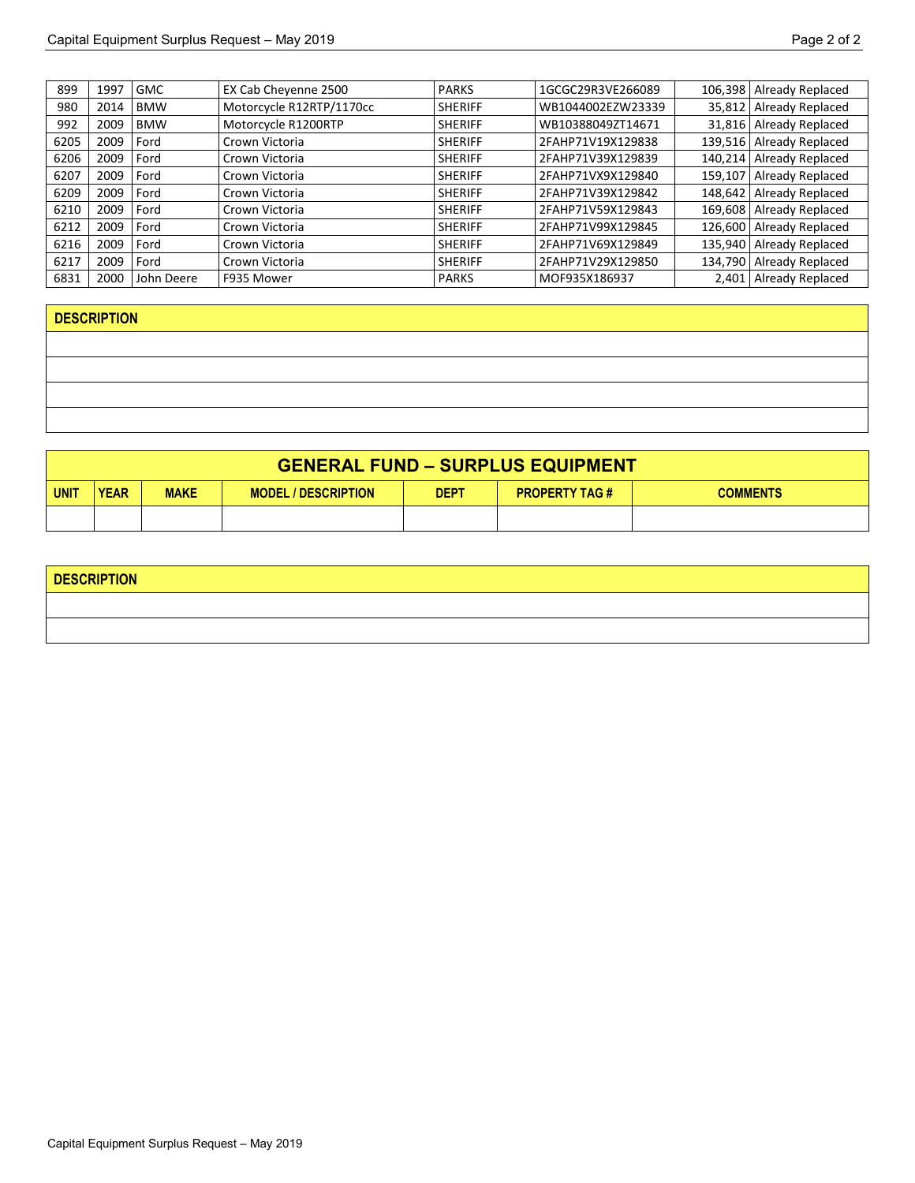| | | | | | | | |
|---|---|---|---|---|---|---|---|
| 899 | 1997 | GMC | EX Cab Cheyenne 2500 | PARKS | 1GCGC29R3VE266089 | 106,398 | Already Replaced |
| 980 | 2014 | BMW | Motorcycle R12RTP/1170cc | SHERIFF | WB1044002EZW23339 | 35,812 | Already Replaced |
| 992 | 2009 | BMW | Motorcycle R1200RTP | SHERIFF | WB10388049ZT14671 | 31,816 | Already Replaced |
| 6205 | 2009 | Ford | Crown Victoria | SHERIFF | 2FAHP71V19X129838 | 139,516 | Already Replaced |
| 6206 | 2009 | Ford | Crown Victoria | SHERIFF | 2FAHP71V39X129839 | 140,214 | Already Replaced |
| 6207 | 2009 | Ford | Crown Victoria | SHERIFF | 2FAHP71VX9X129840 | 159,107 | Already Replaced |
| 6209 | 2009 | Ford | Crown Victoria | SHERIFF | 2FAHP71V39X129842 | 148,642 | Already Replaced |
| 6210 | 2009 | Ford | Crown Victoria | SHERIFF | 2FAHP71V59X129843 | 169,608 | Already Replaced |
| 6212 | 2009 | Ford | Crown Victoria | SHERIFF | 2FAHP71V99X129845 | 126,600 | Already Replaced |
| 6216 | 2009 | Ford | Crown Victoria | SHERIFF | 2FAHP71V69X129849 | 135,940 | Already Replaced |
| 6217 | 2009 | Ford | Crown Victoria | SHERIFF | 2FAHP71V29X129850 | 134,790 | Already Replaced |
| 6831 | 2000 | John Deere | F935 Mower | PARKS | MOF935X186937 | 2,401 | Already Replaced |

| DESCRIPTION |
|---|
| |
| |
| |
| |

## GENERAL FUND – SURPLUS EQUIPMENT

| UNIT | YEAR | MAKE | MODEL / DESCRIPTION | DEPT | PROPERTY TAG # | COMMENTS |
|---|---|---|---|---|---|---|
| | | | | | | |

| DESCRIPTION |
|---|
| |
| |